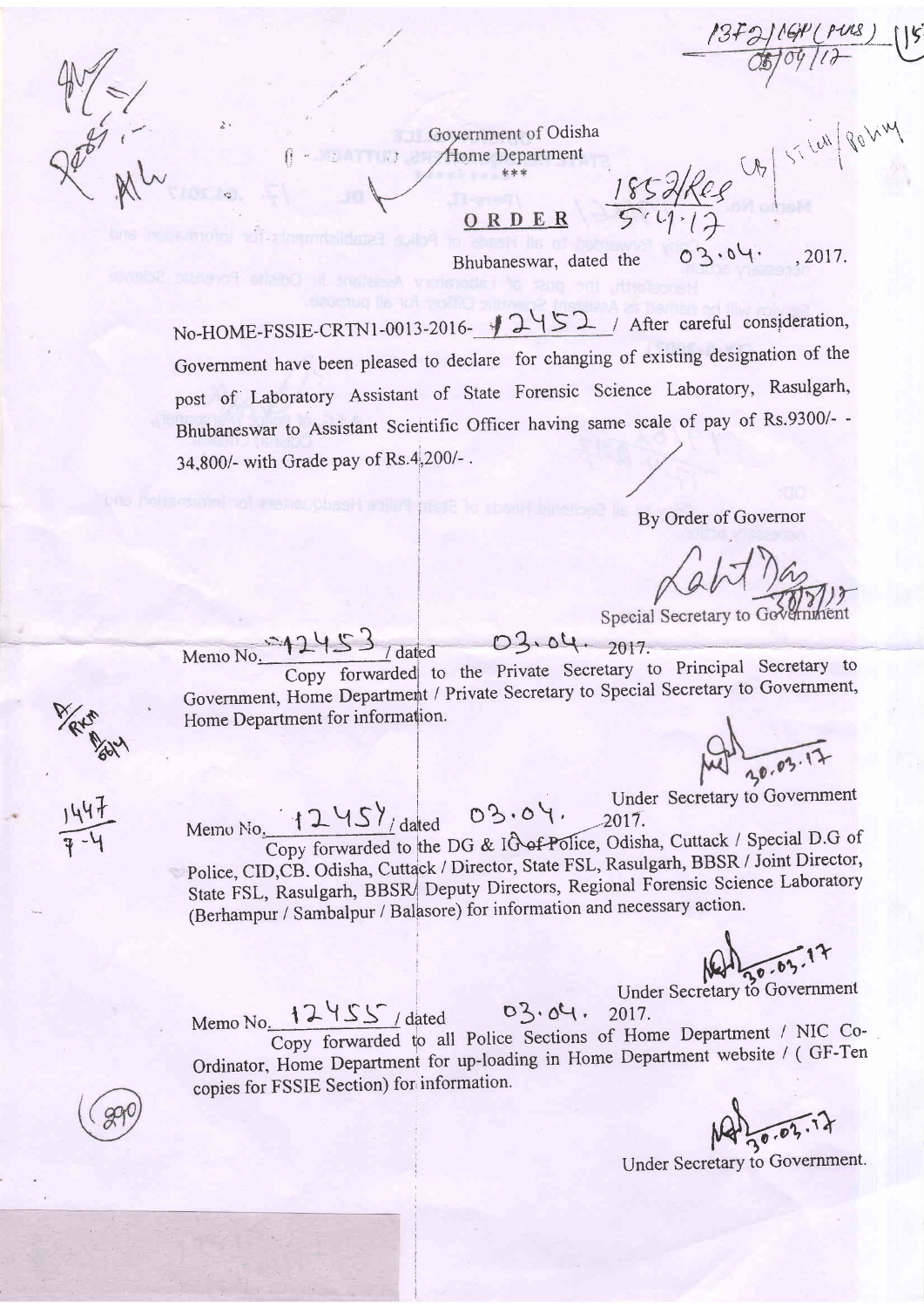Government of Odisha
Home Department
\*\*\*

**ORDER**

Bhubaneswar, dated the 03.04., 2017.

No-HOME-FSSIE-CRTN1-0013-2016- 12452 / After careful consideration, Government have been pleased to declare for changing of existing designation of the post of Laboratory Assistant of State Forensic Science Laboratory, Rasulgarh, Bhubaneswar to Assistant Scientific Officer having same scale of pay of Rs.9300/- - 34,800/- with Grade pay of Rs.4,200/- .

By Order of Governor

Special Secretary to Government

Memo No. 12453 / dated 03.04. 2017.

Copy forwarded to the Private Secretary to Principal Secretary to Government, Home Department / Private Secretary to Special Secretary to Government, Home Department for information.

Under Secretary to Government

Memo No. 12454 / dated 03.04. 2017.

Copy forwarded to the DG & IG of Police, Odisha, Cuttack / Special D.G of Police, CID,CB. Odisha, Cuttack / Director, State FSL, Rasulgarh, BBSR / Joint Director, State FSL, Rasulgarh, BBSR/ Deputy Directors, Regional Forensic Science Laboratory (Berhampur / Sambalpur / Balasore) for information and necessary action.

Under Secretary to Government

Memo No. 12455 / dated 03.04. 2017.

Copy forwarded to all Police Sections of Home Department / NIC Co-Ordinator, Home Department for up-loading in Home Department website / ( GF-Ten copies for FSSIE Section) for information.

Under Secretary to Government.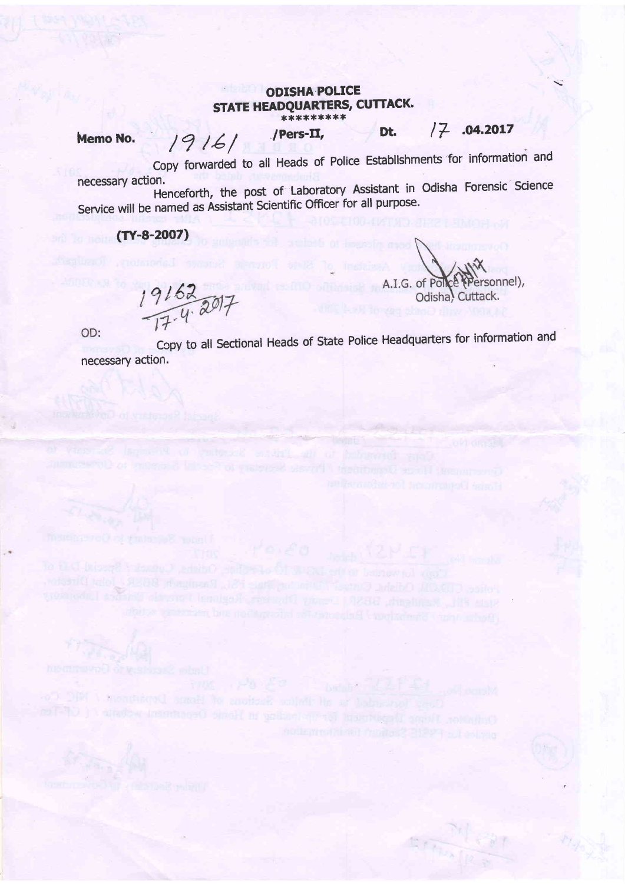**ODISHA POLICE**
**STATE HEADQUARTERS, CUTTACK.**
\*\*\*\*\*\*\*\*\*

**Memo No.** 19161 **/Pers-II,** **Dt.** 17 **.04.2017**

Copy forwarded to all Heads of Police Establishments for information and necessary action.

Henceforth, the post of Laboratory Assistant in Odisha Forensic Science Service will be named as Assistant Scientific Officer for all purpose.

**(TY-8-2007)**

A.I.G. of Police (Personnel),
Odisha, Cuttack.

19162
17.4.2017

OD:

Copy to all Sectional Heads of State Police Headquarters for information and necessary action.